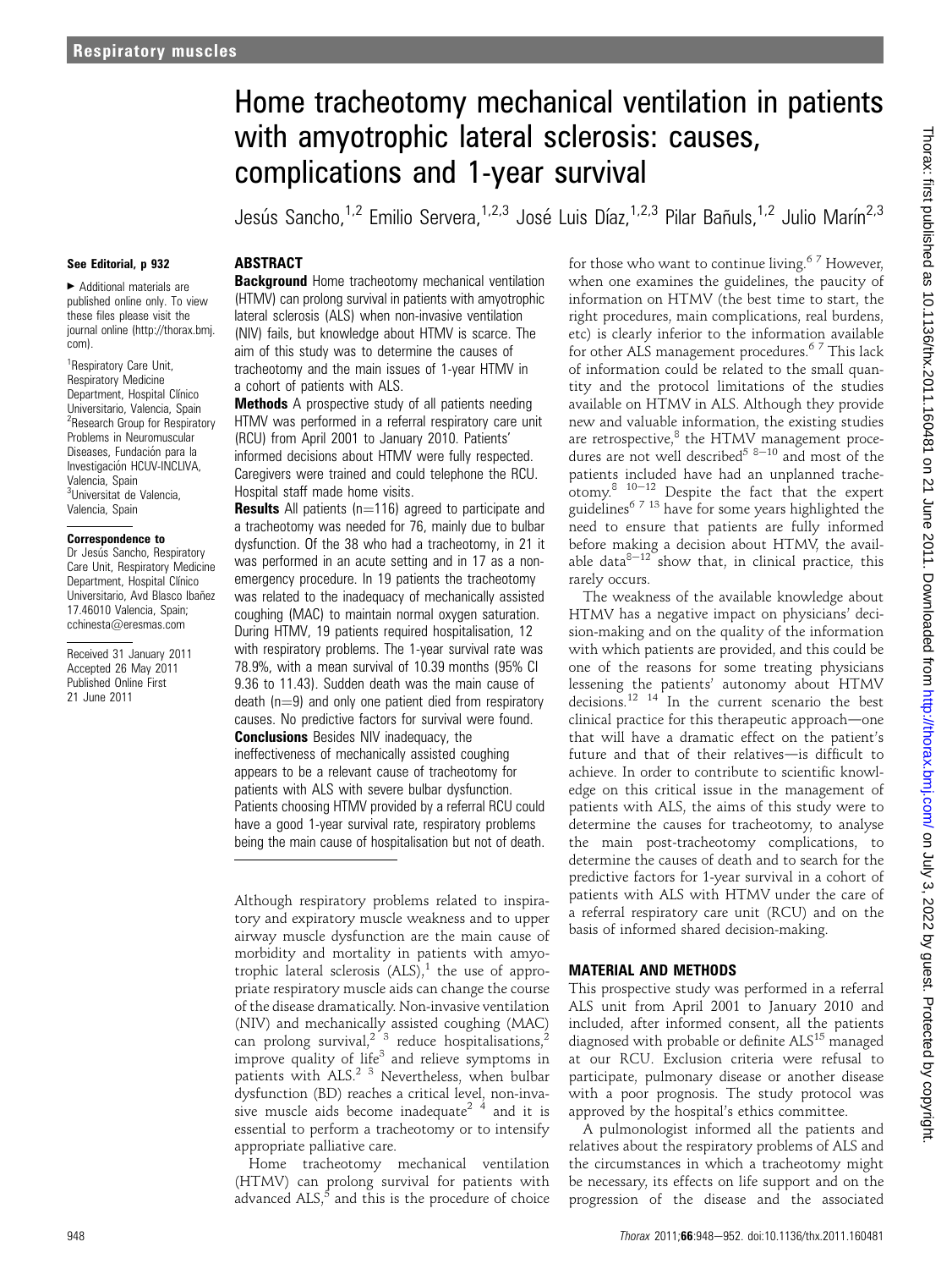Respiratory muscles

# Home tracheotomy mechanical ventilation in patients with amyotrophic lateral sclerosis: causes, complications and 1-year survival

Jesús Sancho,[1,2] Emilio Servera,[1,2,3] José Luis Díaz,[1,2,3] Pilar Bañuls,[1,2] Julio Marín[2,3]

See Editorial, p 932

► Additional materials are published online only. To view these files please visit the journal online (http://thorax.bmj.com).

[1]Respiratory Care Unit, Respiratory Medicine Department, Hospital Clínico Universitario, Valencia, Spain
[2]Research Group for Respiratory Problems in Neuromuscular Diseases, Fundación para la Investigación HCUV-INCLIVA, Valencia, Spain
[3]Universitat de Valencia, Valencia, Spain

**Correspondence to**
Dr Jesús Sancho, Respiratory Care Unit, Respiratory Medicine Department, Hospital Clínico Universitario, Avd Blasco Ibañez 17.46010 Valencia, Spain; cchinesta@eresmas.com

Received 31 January 2011
Accepted 26 May 2011
Published Online First 21 June 2011

## ABSTRACT

**Background** Home tracheotomy mechanical ventilation (HTMV) can prolong survival in patients with amyotrophic lateral sclerosis (ALS) when non-invasive ventilation (NIV) fails, but knowledge about HTMV is scarce. The aim of this study was to determine the causes of tracheotomy and the main issues of 1-year HTMV in a cohort of patients with ALS.

**Methods** A prospective study of all patients needing HTMV was performed in a referral respiratory care unit (RCU) from April 2001 to January 2010. Patients' informed decisions about HTMV were fully respected. Caregivers were trained and could telephone the RCU. Hospital staff made home visits.

**Results** All patients (n=116) agreed to participate and a tracheotomy was needed for 76, mainly due to bulbar dysfunction. Of the 38 who had a tracheotomy, in 21 it was performed in an acute setting and in 17 as a non-emergency procedure. In 19 patients the tracheotomy was related to the inadequacy of mechanically assisted coughing (MAC) to maintain normal oxygen saturation. During HTMV, 19 patients required hospitalisation, 12 with respiratory problems. The 1-year survival rate was 78.9%, with a mean survival of 10.39 months (95% CI 9.36 to 11.43). Sudden death was the main cause of death (n=9) and only one patient died from respiratory causes. No predictive factors for survival were found.

**Conclusions** Besides NIV inadequacy, the ineffectiveness of mechanically assisted coughing appears to be a relevant cause of tracheotomy for patients with ALS with severe bulbar dysfunction. Patients choosing HTMV provided by a referral RCU could have a good 1-year survival rate, respiratory problems being the main cause of hospitalisation but not of death.

Although respiratory problems related to inspiratory and expiratory muscle weakness and to upper airway muscle dysfunction are the main cause of morbidity and mortality in patients with amyotrophic lateral sclerosis (ALS),[1] the use of appropriate respiratory muscle aids can change the course of the disease dramatically. Non-invasive ventilation (NIV) and mechanically assisted coughing (MAC) can prolong survival,[2 3] reduce hospitalisations,[2] improve quality of life[3] and relieve symptoms in patients with ALS.[2 3] Nevertheless, when bulbar dysfunction (BD) reaches a critical level, non-invasive muscle aids become inadequate[2 4] and it is essential to perform a tracheotomy or to intensify appropriate palliative care.

Home tracheotomy mechanical ventilation (HTMV) can prolong survival for patients with advanced ALS,[5] and this is the procedure of choice for those who want to continue living.[6 7] However, when one examines the guidelines, the paucity of information on HTMV (the best time to start, the right procedures, main complications, real burdens, etc) is clearly inferior to the information available for other ALS management procedures.[6 7] This lack of information could be related to the small quantity and the protocol limitations of the studies available on HTMV in ALS. Although they provide new and valuable information, the existing studies are retrospective,[8] the HTMV management procedures are not well described[5 8–10] and most of the patients included have had an unplanned tracheotomy.[8 10–12] Despite the fact that the expert guidelines[6 7 13] have for some years highlighted the need to ensure that patients are fully informed before making a decision about HTMV, the available data[8–12] show that, in clinical practice, this rarely occurs.

The weakness of the available knowledge about HTMV has a negative impact on physicians' decision-making and on the quality of the information with which patients are provided, and this could be one of the reasons for some treating physicians lessening the patients' autonomy about HTMV decisions.[12 14] In the current scenario the best clinical practice for this therapeutic approach—one that will have a dramatic effect on the patient's future and that of their relatives—is difficult to achieve. In order to contribute to scientific knowledge on this critical issue in the management of patients with ALS, the aims of this study were to determine the causes for tracheotomy, to analyse the main post-tracheotomy complications, to determine the causes of death and to search for the predictive factors for 1-year survival in a cohort of patients with ALS with HTMV under the care of a referral respiratory care unit (RCU) and on the basis of informed shared decision-making.

## MATERIAL AND METHODS

This prospective study was performed in a referral ALS unit from April 2001 to January 2010 and included, after informed consent, all the patients diagnosed with probable or definite ALS[15] managed at our RCU. Exclusion criteria were refusal to participate, pulmonary disease or another disease with a poor prognosis. The study protocol was approved by the hospital's ethics committee.

A pulmonologist informed all the patients and relatives about the respiratory problems of ALS and the circumstances in which a tracheotomy might be necessary, its effects on life support and on the progression of the disease and the associated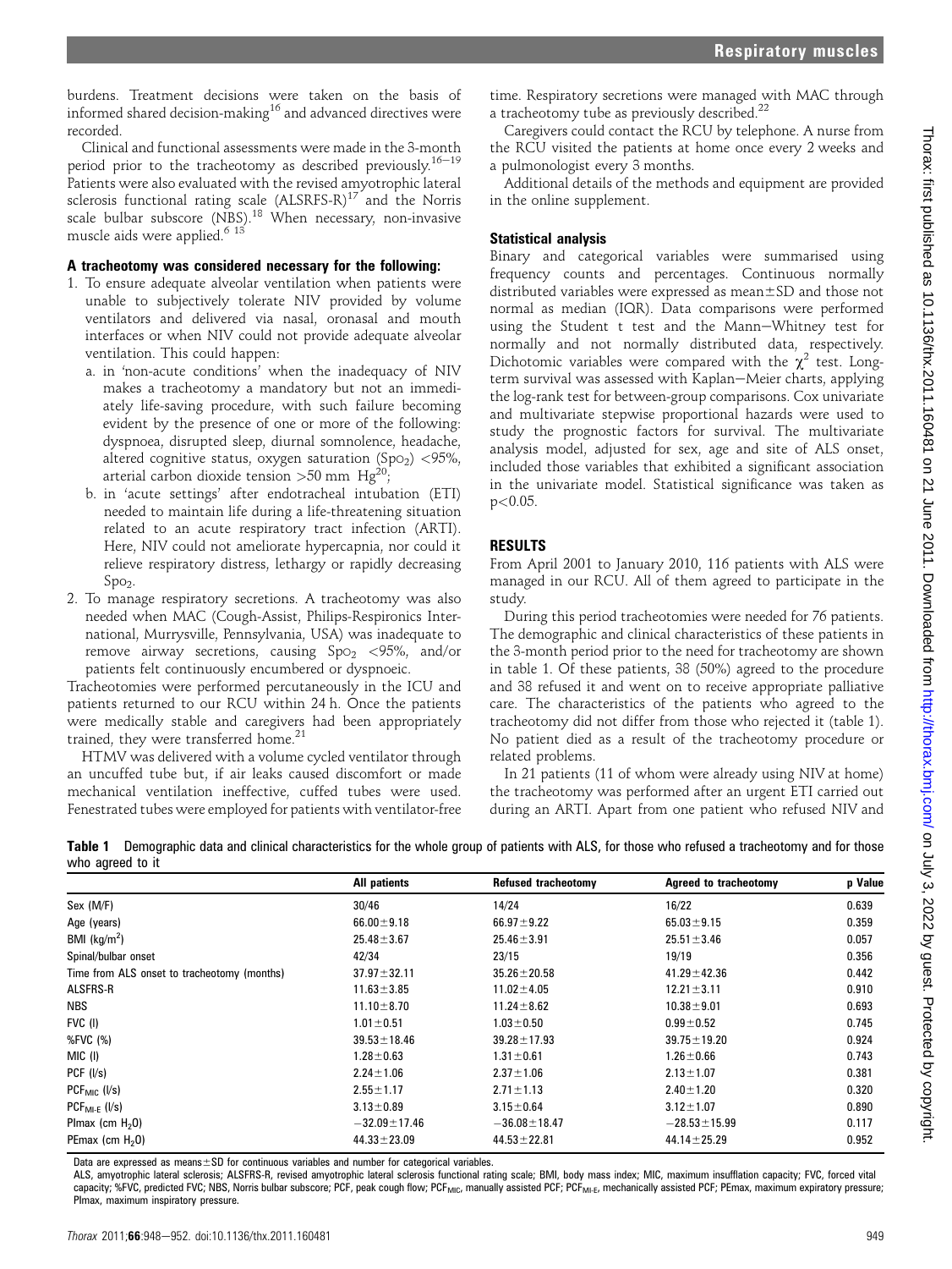burdens. Treatment decisions were taken on the basis of informed shared decision-making[16] and advanced directives were recorded.

Clinical and functional assessments were made in the 3-month period prior to the tracheotomy as described previously.[16–19] Patients were also evaluated with the revised amyotrophic lateral sclerosis functional rating scale (ALSRFS-R)[17] and the Norris scale bulbar subscore (NBS).[18] When necessary, non-invasive muscle aids were applied.[6 13]

### A tracheotomy was considered necessary for the following:

1. To ensure adequate alveolar ventilation when patients were unable to subjectively tolerate NIV provided by volume ventilators and delivered via nasal, oronasal and mouth interfaces or when NIV could not provide adequate alveolar ventilation. This could happen:
   a. in 'non-acute conditions' when the inadequacy of NIV makes a tracheotomy a mandatory but not an immediately life-saving procedure, with such failure becoming evident by the presence of one or more of the following: dyspnoea, disrupted sleep, diurnal somnolence, headache, altered cognitive status, oxygen saturation ($Sp_{O_2}$) <95%, arterial carbon dioxide tension >50 mm Hg[20];
   b. in 'acute settings' after endotracheal intubation (ETI) needed to maintain life during a life-threatening situation related to an acute respiratory tract infection (ARTI). Here, NIV could not ameliorate hypercapnia, nor could it relieve respiratory distress, lethargy or rapidly decreasing $Sp_{O_2}$.
2. To manage respiratory secretions. A tracheotomy was also needed when MAC (Cough-Assist, Philips-Respironics International, Murrysville, Pennsylvania, USA) was inadequate to remove airway secretions, causing $Sp_{O_2}$ <95%, and/or patients felt continuously encumbered or dyspnoeic.

Tracheotomies were performed percutaneously in the ICU and patients returned to our RCU within 24 h. Once the patients were medically stable and caregivers had been appropriately trained, they were transferred home.[21]

HTMV was delivered with a volume cycled ventilator through an uncuffed tube but, if air leaks caused discomfort or made mechanical ventilation ineffective, cuffed tubes were used. Fenestrated tubes were employed for patients with ventilator-free time. Respiratory secretions were managed with MAC through a tracheotomy tube as previously described.[22]

Caregivers could contact the RCU by telephone. A nurse from the RCU visited the patients at home once every 2 weeks and a pulmonologist every 3 months.

Additional details of the methods and equipment are provided in the online supplement.

### Statistical analysis

Binary and categorical variables were summarised using frequency counts and percentages. Continuous normally distributed variables were expressed as mean±SD and those not normal as median (IQR). Data comparisons were performed using the Student t test and the Mann–Whitney test for normally and not normally distributed data, respectively. Dichotomic variables were compared with the $\chi^2$ test. Long-term survival was assessed with Kaplan–Meier charts, applying the log-rank test for between-group comparisons. Cox univariate and multivariate stepwise proportional hazards were used to study the prognostic factors for survival. The multivariate analysis model, adjusted for sex, age and site of ALS onset, included those variables that exhibited a significant association in the univariate model. Statistical significance was taken as $p<0.05$.

## RESULTS

From April 2001 to January 2010, 116 patients with ALS were managed in our RCU. All of them agreed to participate in the study.

During this period tracheotomies were needed for 76 patients. The demographic and clinical characteristics of these patients in the 3-month period prior to the need for tracheotomy are shown in table 1. Of these patients, 38 (50%) agreed to the procedure and 38 refused it and went on to receive appropriate palliative care. The characteristics of the patients who agreed to the tracheotomy did not differ from those who rejected it (table 1). No patient died as a result of the tracheotomy procedure or related problems.

In 21 patients (11 of whom were already using NIV at home) the tracheotomy was performed after an urgent ETI carried out during an ARTI. Apart from one patient who refused NIV and

**Table 1** Demographic data and clinical characteristics for the whole group of patients with ALS, for those who refused a tracheotomy and for those who agreed to it

| | All patients | Refused tracheotomy | Agreed to tracheotomy | p Value |
|---|---|---|---|---|
| Sex (M/F) | 30/46 | 14/24 | 16/22 | 0.639 |
| Age (years) | 66.00±9.18 | 66.97±9.22 | 65.03±9.15 | 0.359 |
| BMI (kg/m$^2$) | 25.48±3.67 | 25.46±3.91 | 25.51±3.46 | 0.057 |
| Spinal/bulbar onset | 42/34 | 23/15 | 19/19 | 0.356 |
| Time from ALS onset to tracheotomy (months) | 37.97±32.11 | 35.26±20.58 | 41.29±42.36 | 0.442 |
| ALSFRS-R | 11.63±3.85 | 11.02±4.05 | 12.21±3.11 | 0.910 |
| NBS | 11.10±8.70 | 11.24±8.62 | 10.38±9.01 | 0.693 |
| FVC (l) | 1.01±0.51 | 1.03±0.50 | 0.99±0.52 | 0.745 |
| %FVC (%) | 39.53±18.46 | 39.28±17.93 | 39.75±19.20 | 0.924 |
| MIC (l) | 1.28±0.63 | 1.31±0.61 | 1.26±0.66 | 0.743 |
| PCF (l/s) | 2.24±1.06 | 2.37±1.06 | 2.13±1.07 | 0.381 |
| $PCF_{MIC}$ (l/s) | 2.55±1.17 | 2.71±1.13 | 2.40±1.20 | 0.320 |
| $PCF_{MI-E}$ (l/s) | 3.13±0.89 | 3.15±0.64 | 3.12±1.07 | 0.890 |
| PImax (cm $H_2O$) | −32.09±17.46 | −36.08±18.47 | −28.53±15.99 | 0.117 |
| PEmax (cm $H_2O$) | 44.33±23.09 | 44.53±22.81 | 44.14±25.29 | 0.952 |

Data are expressed as means±SD for continuous variables and number for categorical variables.

ALS, amyotrophic lateral sclerosis; ALSFRS-R, revised amyotrophic lateral sclerosis functional rating scale; BMI, body mass index; MIC, maximum insufflation capacity; FVC, forced vital capacity; %FVC, predicted FVC; NBS, Norris bulbar subscore; PCF, peak cough flow; $PCF_{MIC}$, manually assisted PCF; $PCF_{MI-E}$, mechanically assisted PCF; PEmax, maximum expiratory pressure; PImax, maximum inspiratory pressure.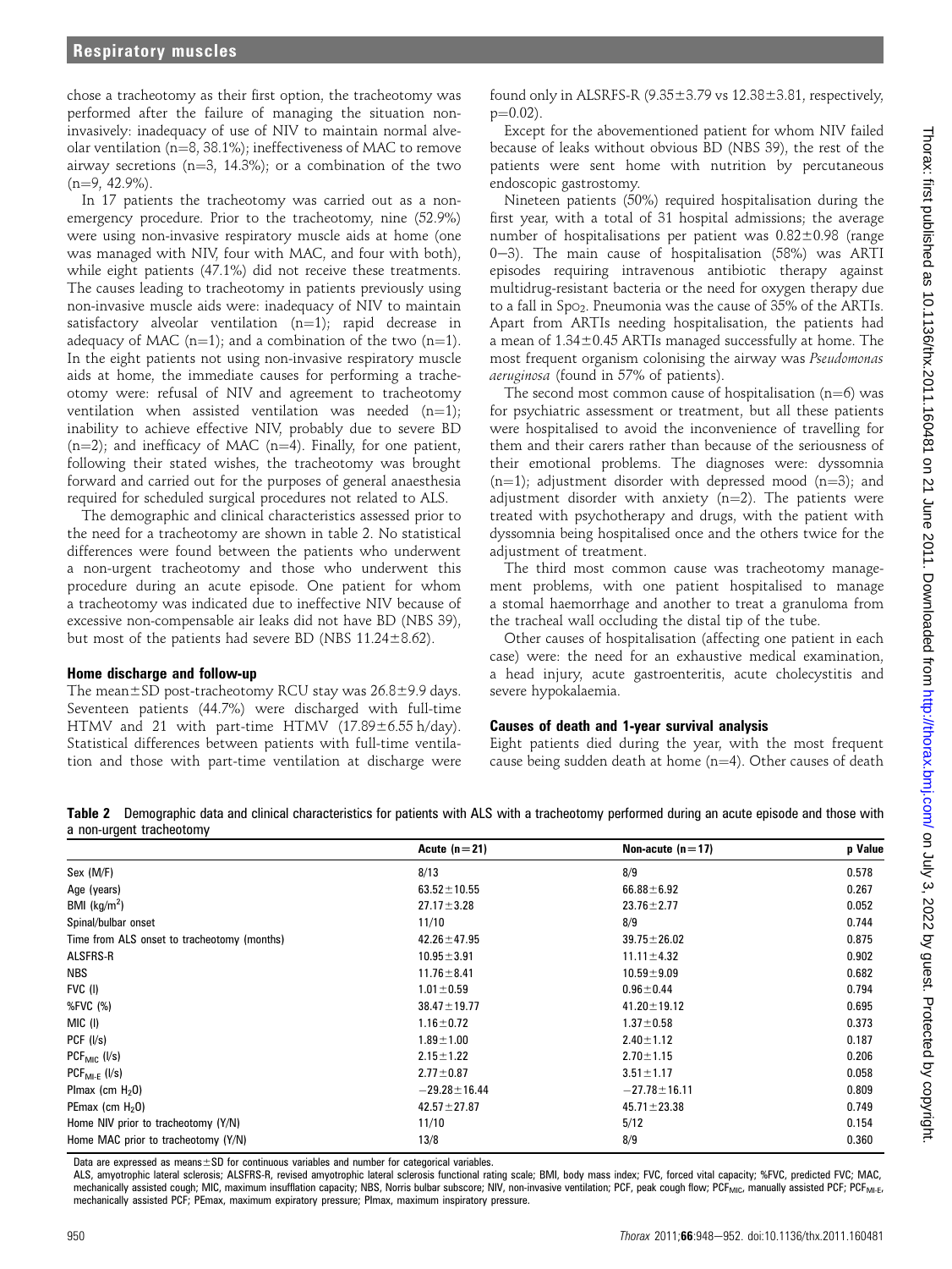chose a tracheotomy as their first option, the tracheotomy was performed after the failure of managing the situation non-invasively: inadequacy of use of NIV to maintain normal alveolar ventilation (n=8, 38.1%); ineffectiveness of MAC to remove airway secretions (n=3, 14.3%); or a combination of the two (n=9, 42.9%).

In 17 patients the tracheotomy was carried out as a non-emergency procedure. Prior to the tracheotomy, nine (52.9%) were using non-invasive respiratory muscle aids at home (one was managed with NIV, four with MAC, and four with both), while eight patients (47.1%) did not receive these treatments. The causes leading to tracheotomy in patients previously using non-invasive muscle aids were: inadequacy of NIV to maintain satisfactory alveolar ventilation (n=1); rapid decrease in adequacy of MAC (n=1); and a combination of the two (n=1). In the eight patients not using non-invasive respiratory muscle aids at home, the immediate causes for performing a tracheotomy were: refusal of NIV and agreement to tracheotomy ventilation when assisted ventilation was needed (n=1); inability to achieve effective NIV, probably due to severe BD (n=2); and inefficacy of MAC (n=4). Finally, for one patient, following their stated wishes, the tracheotomy was brought forward and carried out for the purposes of general anaesthesia required for scheduled surgical procedures not related to ALS.

The demographic and clinical characteristics assessed prior to the need for a tracheotomy are shown in table 2. No statistical differences were found between the patients who underwent a non-urgent tracheotomy and those who underwent this procedure during an acute episode. One patient for whom a tracheotomy was indicated due to ineffective NIV because of excessive non-compensable air leaks did not have BD (NBS 39), but most of the patients had severe BD (NBS 11.24±8.62).

### Home discharge and follow-up

The mean±SD post-tracheotomy RCU stay was 26.8±9.9 days. Seventeen patients (44.7%) were discharged with full-time HTMV and 21 with part-time HTMV (17.89±6.55 h/day). Statistical differences between patients with full-time ventilation and those with part-time ventilation at discharge were found only in ALSRFS-R (9.35±3.79 vs 12.38±3.81, respectively, p=0.02).

Except for the abovementioned patient for whom NIV failed because of leaks without obvious BD (NBS 39), the rest of the patients were sent home with nutrition by percutaneous endoscopic gastrostomy.

Nineteen patients (50%) required hospitalisation during the first year, with a total of 31 hospital admissions; the average number of hospitalisations per patient was 0.82±0.98 (range 0–3). The main cause of hospitalisation (58%) was ARTI episodes requiring intravenous antibiotic therapy against multidrug-resistant bacteria or the need for oxygen therapy due to a fall in $Sp_{O_2}$. Pneumonia was the cause of 35% of the ARTIs. Apart from ARTIs needing hospitalisation, the patients had a mean of 1.34±0.45 ARTIs managed successfully at home. The most frequent organism colonising the airway was *Pseudomonas aeruginosa* (found in 57% of patients).

The second most common cause of hospitalisation (n=6) was for psychiatric assessment or treatment, but all these patients were hospitalised to avoid the inconvenience of travelling for them and their carers rather than because of the seriousness of their emotional problems. The diagnoses were: dyssomnia (n=1); adjustment disorder with depressed mood (n=3); and adjustment disorder with anxiety (n=2). The patients were treated with psychotherapy and drugs, with the patient with dyssomnia being hospitalised once and the others twice for the adjustment of treatment.

The third most common cause was tracheotomy management problems, with one patient hospitalised to manage a stomal haemorrhage and another to treat a granuloma from the tracheal wall occluding the distal tip of the tube.

Other causes of hospitalisation (affecting one patient in each case) were: the need for an exhaustive medical examination, a head injury, acute gastroenteritis, acute cholecystitis and severe hypokalaemia.

### Causes of death and 1-year survival analysis

Eight patients died during the year, with the most frequent cause being sudden death at home (n=4). Other causes of death

**Table 2** Demographic data and clinical characteristics for patients with ALS with a tracheotomy performed during an acute episode and those with a non-urgent tracheotomy

| | Acute (n=21) | Non-acute (n=17) | p Value |
|---|---|---|---|
| Sex (M/F) | 8/13 | 8/9 | 0.578 |
| Age (years) | 63.52±10.55 | 66.88±6.92 | 0.267 |
| BMI (kg/m²) | 27.17±3.28 | 23.76±2.77 | 0.052 |
| Spinal/bulbar onset | 11/10 | 8/9 | 0.744 |
| Time from ALS onset to tracheotomy (months) | 42.26±47.95 | 39.75±26.02 | 0.875 |
| ALSFRS-R | 10.95±3.91 | 11.11±4.32 | 0.902 |
| NBS | 11.76±8.41 | 10.59±9.09 | 0.682 |
| FVC (l) | 1.01±0.59 | 0.96±0.44 | 0.794 |
| %FVC (%) | 38.47±19.77 | 41.20±19.12 | 0.695 |
| MIC (l) | 1.16±0.72 | 1.37±0.58 | 0.373 |
| PCF (l/s) | 1.89±1.00 | 2.40±1.12 | 0.187 |
| $PCF_{MIC}$ (l/s) | 2.15±1.22 | 2.70±1.15 | 0.206 |
| $PCF_{MI-E}$ (l/s) | 2.77±0.87 | 3.51±1.17 | 0.058 |
| PImax (cm $H_2O$) | −29.28±16.44 | −27.78±16.11 | 0.809 |
| PEmax (cm $H_2O$) | 42.57±27.87 | 45.71±23.38 | 0.749 |
| Home NIV prior to tracheotomy (Y/N) | 11/10 | 5/12 | 0.154 |
| Home MAC prior to tracheotomy (Y/N) | 13/8 | 8/9 | 0.360 |

Data are expressed as means±SD for continuous variables and number for categorical variables.

ALS, amyotrophic lateral sclerosis; ALSFRS-R, revised amyotrophic lateral sclerosis functional rating scale; BMI, body mass index; FVC, forced vital capacity; %FVC, predicted FVC; MAC, mechanically assisted cough; MIC, maximum insufflation capacity; NBS, Norris bulbar subscore; NIV, non-invasive ventilation; PCF, peak cough flow; $PCF_{MIC}$, manually assisted PCF; $PCF_{MI-E}$, mechanically assisted PCF; PEmax, maximum expiratory pressure; PImax, maximum inspiratory pressure.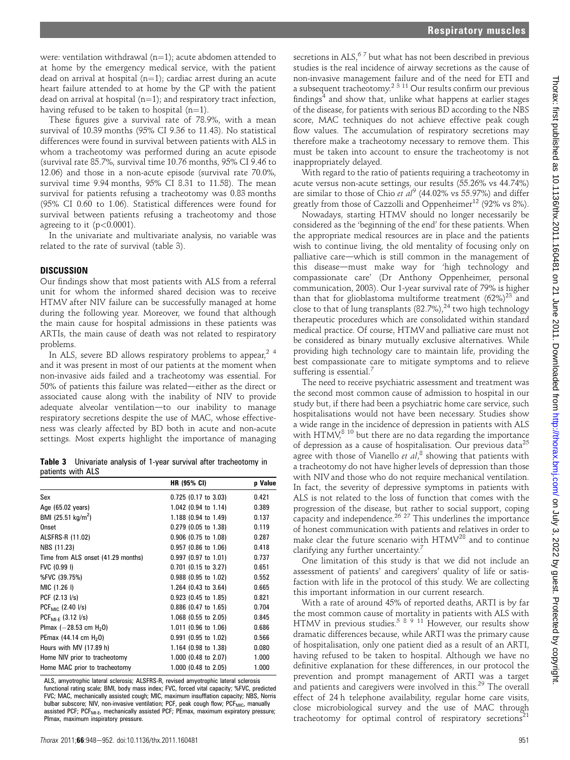were: ventilation withdrawal (n=1); acute abdomen attended to at home by the emergency medical service, with the patient dead on arrival at hospital (n=1); cardiac arrest during an acute heart failure attended to at home by the GP with the patient dead on arrival at hospital (n=1); and respiratory tract infection, having refused to be taken to hospital (n=1).

These figures give a survival rate of 78.9%, with a mean survival of 10.39 months (95% CI 9.36 to 11.43). No statistical differences were found in survival between patients with ALS in whom a tracheotomy was performed during an acute episode (survival rate 85.7%, survival time 10.76 months, 95% CI 9.46 to 12.06) and those in a non-acute episode (survival rate 70.0%, survival time 9.94 months, 95% CI 8.31 to 11.58). The mean survival for patients refusing a tracheotomy was 0.83 months (95% CI 0.60 to 1.06). Statistical differences were found for survival between patients refusing a tracheotomy and those agreeing to it ($p<0.0001$).

In the univariate and multivariate analysis, no variable was related to the rate of survival (table 3).

## DISCUSSION

Our findings show that most patients with ALS from a referral unit for whom the informed shared decision was to receive HTMV after NIV failure can be successfully managed at home during the following year. Moreover, we found that although the main cause for hospital admissions in these patients was ARTIs, the main cause of death was not related to respiratory problems.

In ALS, severe BD allows respiratory problems to appear,[2 4] and it was present in most of our patients at the moment when non-invasive aids failed and a tracheotomy was essential. For 50% of patients this failure was related—either as the direct or associated cause along with the inability of NIV to provide adequate alveolar ventilation—to our inability to manage respiratory secretions despite the use of MAC, whose effectiveness was clearly affected by BD both in acute and non-acute settings. Most experts highlight the importance of managing secretions in ALS,[6 7] but what has not been described in previous studies is the real incidence of airway secretions as the cause of non-invasive management failure and of the need for ETI and a subsequent tracheotomy.[2 3 11] Our results confirm our previous findings[4] and show that, unlike what happens at earlier stages of the disease, for patients with serious BD according to the NBS score, MAC techniques do not achieve effective peak cough flow values. The accumulation of respiratory secretions may therefore make a tracheotomy necessary to remove them. This must be taken into account to ensure the tracheotomy is not inappropriately delayed.

With regard to the ratio of patients requiring a tracheotomy in acute versus non-acute settings, our results (55.26% vs 44.74%) are similar to those of Chio *et al*[9] (44.02% vs 55.97%) and differ greatly from those of Cazzolli and Oppenheimer[12] (92% vs 8%).

Nowadays, starting HTMV should no longer necessarily be considered as the 'beginning of the end' for these patients. When the appropriate medical resources are in place and the patients wish to continue living, the old mentality of focusing only on palliative care—which is still common in the management of this disease—must make way for 'high technology and compassionate care' (Dr Anthony Oppenheimer, personal communication, 2003). Our 1-year survival rate of 79% is higher than that for glioblastoma multiforme treatment (62%)[23] and close to that of lung transplants (82.7%),[24] two high technology therapeutic procedures which are consolidated within standard medical practice. Of course, HTMV and palliative care must not be considered as binary mutually exclusive alternatives. While providing high technology care to maintain life, providing the best compassionate care to mitigate symptoms and to relieve suffering is essential.[7]

The need to receive psychiatric assessment and treatment was the second most common cause of admission to hospital in our study but, if there had been a psychiatric home care service, such hospitalisations would not have been necessary. Studies show a wide range in the incidence of depression in patients with ALS with HTMV,[8 10] but there are no data regarding the importance of depression as a cause of hospitalisation. Our previous data[25] agree with those of Vianello *et al*,[8] showing that patients with a tracheotomy do not have higher levels of depression than those with NIV and those who do not require mechanical ventilation. In fact, the severity of depressive symptoms in patients with ALS is not related to the loss of function that comes with the progression of the disease, but rather to social support, coping capacity and independence.[26 27] This underlines the importance of honest communication with patients and relatives in order to make clear the future scenario with HTMV[28] and to continue clarifying any further uncertainty.[7]

One limitation of this study is that we did not include an assessment of patients' and caregivers' quality of life or satisfaction with life in the protocol of this study. We are collecting this important information in our current research.

With a rate of around 45% of reported deaths, ARTI is by far the most common cause of mortality in patients with ALS with HTMV in previous studies.[5 8 9 11] However, our results show dramatic differences because, while ARTI was the primary cause of hospitalisation, only one patient died as a result of an ARTI, having refused to be taken to hospital. Although we have no definitive explanation for these differences, in our protocol the prevention and prompt management of ARTI was a target and patients and caregivers were involved in this.[29] The overall effect of 24 h telephone availability, regular home care visits, close microbiological survey and the use of MAC through tracheotomy for optimal control of respiratory secretions[21]

**Table 3** Univariate analysis of 1-year survival after tracheotomy in patients with ALS

| | HR (95% CI) | p Value |
|---|---|---|
| Sex | 0.725 (0.17 to 3.03) | 0.421 |
| Age (65.02 years) | 1.042 (0.94 to 1.14) | 0.389 |
| BMI (25.51 kg/m$^2$) | 1.188 (0.94 to 1.49) | 0.137 |
| Onset | 0.279 (0.05 to 1.38) | 0.119 |
| ALSFRS-R (11.02) | 0.906 (0.75 to 1.08) | 0.287 |
| NBS (11.23) | 0.957 (0.86 to 1.06) | 0.418 |
| Time from ALS onset (41.29 months) | 0.997 (0.97 to 1.01) | 0.737 |
| FVC (0.99 l) | 0.701 (0.15 to 3.27) | 0.651 |
| %FVC (39.75%) | 0.988 (0.95 to 1.02) | 0.552 |
| MIC (1.26 l) | 1.264 (0.43 to 3.64) | 0.665 |
| PCF (2.13 l/s) | 0.923 (0.45 to 1.85) | 0.821 |
| $PCF_{MIC}$ (2.40 l/s) | 0.886 (0.47 to 1.65) | 0.704 |
| $PCF_{MI-E}$ (3.12 l/s) | 1.068 (0.55 to 2.05) | 0.845 |
| PImax (−28.53 cm $H_2O$) | 1.011 (0.96 to 1.06) | 0.686 |
| PEmax (44.14 cm $H_2O$) | 0.991 (0.95 to 1.02) | 0.566 |
| Hours with MV (17.89 h) | 1.164 (0.98 to 1.38) | 0.080 |
| Home NIV prior to tracheotomy | 1.000 (0.48 to 2.07) | 1.000 |
| Home MAC prior to tracheotomy | 1.000 (0.48 to 2.05) | 1.000 |

ALS, amyotrophic lateral sclerosis; ALSFRS-R, revised amyotrophic lateral sclerosis functional rating scale; BMI, body mass index; FVC, forced vital capacity; %FVC, predicted FVC; MAC, mechanically assisted cough; MIC, maximum insufflation capacity; NBS, Norris bulbar subscore; NIV, non-invasive ventilation; PCF, peak cough flow; $PCF_{MIC}$, manually assisted PCF; $PCF_{MI-E}$, mechanically assisted PCF; PEmax, maximum expiratory pressure; PImax, maximum inspiratory pressure.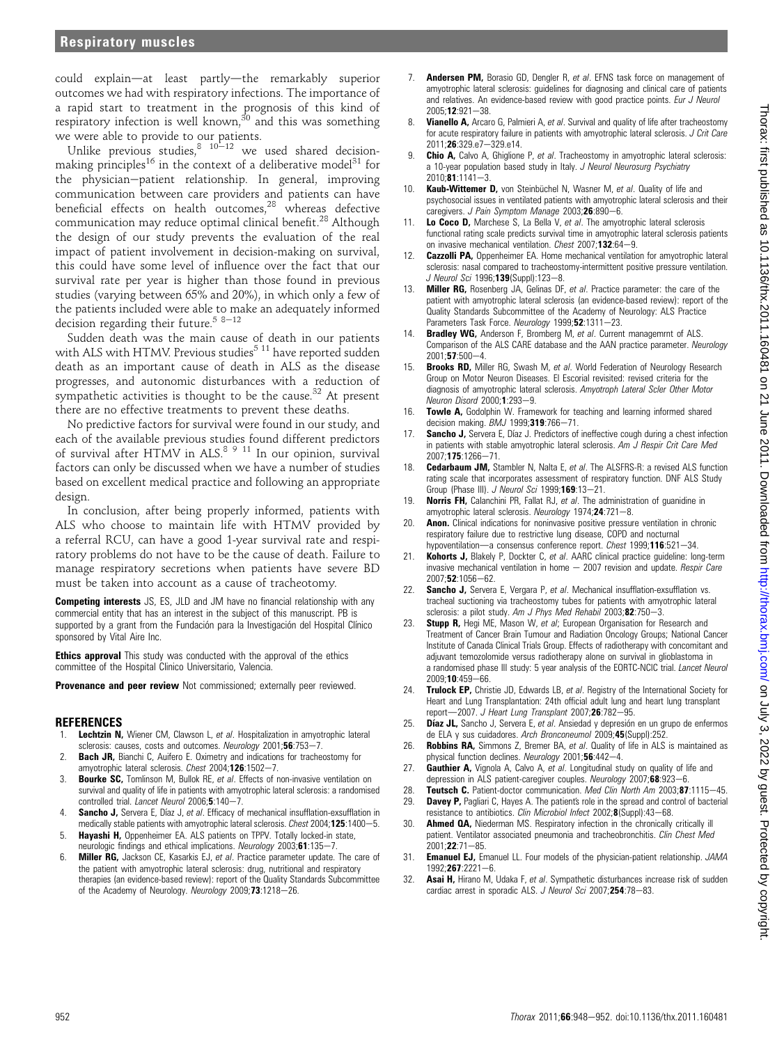could explain—at least partly—the remarkably superior outcomes we had with respiratory infections. The importance of a rapid start to treatment in the prognosis of this kind of respiratory infection is well known,[30] and this was something we were able to provide to our patients.

Unlike previous studies,[8 10–12] we used shared decision-making principles[16] in the context of a deliberative model[31] for the physician–patient relationship. In general, improving communication between care providers and patients can have beneficial effects on health outcomes,[28] whereas defective communication may reduce optimal clinical benefit.[28] Although the design of our study prevents the evaluation of the real impact of patient involvement in decision-making on survival, this could have some level of influence over the fact that our survival rate per year is higher than those found in previous studies (varying between 65% and 20%), in which only a few of the patients included were able to make an adequately informed decision regarding their future.[5 8–12]

Sudden death was the main cause of death in our patients with ALS with HTMV. Previous studies[5 11] have reported sudden death as an important cause of death in ALS as the disease progresses, and autonomic disturbances with a reduction of sympathetic activities is thought to be the cause.[32] At present there are no effective treatments to prevent these deaths.

No predictive factors for survival were found in our study, and each of the available previous studies found different predictors of survival after HTMV in ALS.[8 9 11] In our opinion, survival factors can only be discussed when we have a number of studies based on excellent medical practice and following an appropriate design.

In conclusion, after being properly informed, patients with ALS who choose to maintain life with HTMV provided by a referral RCU, can have a good 1-year survival rate and respiratory problems do not have to be the cause of death. Failure to manage respiratory secretions when patients have severe BD must be taken into account as a cause of tracheotomy.

**Competing interests** JS, ES, JLD and JM have no financial relationship with any commercial entity that has an interest in the subject of this manuscript. PB is supported by a grant from the Fundación para la Investigación del Hospital Clínico sponsored by Vital Aire Inc.

**Ethics approval** This study was conducted with the approval of the ethics committee of the Hospital Clínico Universitario, Valencia.

**Provenance and peer review** Not commissioned; externally peer reviewed.

## REFERENCES

1. **Lechtzin N**, Wiener CM, Clawson L, *et al*. Hospitalization in amyotrophic lateral sclerosis: causes, costs and outcomes. *Neurology* 2001;**56**:753–7.
2. **Bach JR**, Bianchi C, Aufiero E. Oximetry and indications for tracheotomy for amyotrophic lateral sclerosis. *Chest* 2004;**126**:1502–7.
3. **Bourke SC**, Tomlinson M, Bullok RE, *et al*. Effects of non-invasive ventilation on survival and quality of life in patients with amyotrophic lateral sclerosis: a randomised controlled trial. *Lancet Neurol* 2006;**5**:140–7.
4. **Sancho J**, Servera E, Díaz J, *et al*. Efficacy of mechanical insufflation-exsufflation in medically stable patients with amyotrophic lateral sclerosis. *Chest* 2004;**125**:1400–5.
5. **Hayashi H**, Oppenheimer EA. ALS patients on TPPV. Totally locked-in state, neurologic findings and ethical implications. *Neurology* 2003;**61**:135–7.
6. **Miller RG**, Jackson CE, Kasarkis EJ, *et al*. Practice parameter update. The care of the patient with amyotrophic lateral sclerosis: drug, nutritional and respiratory therapies (an evidence-based review): report of the Quality Standards Subcommittee of the Academy of Neurology. *Neurology* 2009;**73**:1218–26.
7. **Andersen PM**, Borasio GD, Dengler R, *et al*. EFNS task force on management of amyotrophic lateral sclerosis: guidelines for diagnosing and clinical care of patients and relatives. An evidence-based review with good practice points. *Eur J Neurol* 2005;**12**:921–38.
8. **Vianello A**, Arcaro G, Palmieri A, *et al*. Survival and quality of life after tracheostomy for acute respiratory failure in patients with amyotrophic lateral sclerosis. *J Crit Care* 2011;**26**:329.e7–329.e14.
9. **Chio A**, Calvo A, Ghiglione P, *et al*. Tracheostomy in amyotrophic lateral sclerosis: a 10-year population based study in Italy. *J Neurol Neurosurg Psychiatry* 2010;**81**:1141–3.
10. **Kaub-Wittemer D**, von Steinbüchel N, Wasner M, *et al*. Quality of life and psychosocial issues in ventilated patients with amyotrophic lateral sclerosis and their caregivers. *J Pain Symptom Manage* 2003;**26**:890–6.
11. **Lo Coco D**, Marchese S, La Bella V, *et al*. The amyotrophic lateral sclerosis functional rating scale predicts survival time in amyotrophic lateral sclerosis patients on invasive mechanical ventilation. *Chest* 2007;**132**:64–9.
12. **Cazzolli PA**, Oppenheimer EA. Home mechanical ventilation for amyotrophic lateral sclerosis: nasal compared to tracheostomy-intermittent positive pressure ventilation. *J Neurol Sci* 1996;**139**(Suppl):123–8.
13. **Miller RG**, Rosenberg JA, Gelinas DF, *et al*. Practice parameter: the care of the patient with amyotrophic lateral sclerosis (an evidence-based review): report of the Quality Standards Subcommittee of the Academy of Neurology: ALS Practice Parameters Task Force. *Neurology* 1999;**52**:1311–23.
14. **Bradley WG**, Anderson F, Bromberg M, *et al*. Current managemmt of ALS. Comparison of the ALS CARE database and the AAN practice parameter. *Neurology* 2001;**57**:500–4.
15. **Brooks RD**, Miller RG, Swash M, *et al*. World Federation of Neurology Research Group on Motor Neuron Diseases. El Escorial revisited: revised criteria for the diagnosis of amyotrophic lateral sclerosis. *Amyotroph Lateral Scler Other Motor Neuron Disord* 2000;**1**:293–9.
16. **Towle A**, Godolphin W. Framework for teaching and learning informed shared decision making. *BMJ* 1999;**319**:766–71.
17. **Sancho J**, Servera E, Díaz J. Predictors of ineffective cough during a chest infection in patients with stable amyotrophic lateral sclerosis. *Am J Respir Crit Care Med* 2007;**175**:1266–71.
18. **Cedarbaum JM**, Stambler N, Nalta E, *et al*. The ALSFRS-R: a revised ALS function rating scale that incorporates assessment of respiratory function. DNF ALS Study Group (Phase III). *J Neurol Sci* 1999;**169**:13–21.
19. **Norris FH**, Calanchini PR, Fallat RJ, *et al*. The administration of guanidine in amyotrophic lateral sclerosis. *Neurology* 1974;**24**:721–8.
20. **Anon.** Clinical indications for noninvasive positive pressure ventilation in chronic respiratory failure due to restrictive lung disease, COPD and nocturnal hypoventilation—a consensus conference report. *Chest* 1999;**116**:521–34.
21. **Kohorts J**, Blakely P, Dockter C, *et al*. AARC clinical practice guideline: long-term invasive mechanical ventilation in home – 2007 revision and update. *Respir Care* 2007;**52**:1056–62.
22. **Sancho J**, Servera E, Vergara P, *et al*. Mechanical insufflation-exsufflation vs. tracheal suctioning via tracheostomy tubes for patients with amyotrophic lateral sclerosis: a pilot study. *Am J Phys Med Rehabil* 2003;**82**:750–3.
23. **Stupp R**, Hegi ME, Mason W, *et al*; European Organisation for Research and Treatment of Cancer Brain Tumour and Radiation Oncology Groups; National Cancer Institute of Canada Clinical Trials Group. Effects of radiotherapy with concomitant and adjuvant temozolomide versus radiotherapy alone on survival in glioblastoma in a randomised phase III study: 5 year analysis of the EORTC-NCIC trial. *Lancet Neurol* 2009;**10**:459–66.
24. **Trulock EP**, Christie JD, Edwards LB, *et al*. Registry of the International Society for Heart and Lung Transplantation: 24th official adult lung and heart lung transplant report—2007. *J Heart Lung Transplant* 2007;**26**:782–95.
25. **Díaz JL**, Sancho J, Servera E, *et al*. Ansiedad y depresión en un grupo de enfermos de ELA y sus cuidadores. *Arch Bronconeumol* 2009;**45**(Suppl):252.
26. **Robbins RA**, Simmons Z, Bremer BA, *et al*. Quality of life in ALS is maintained as physical function declines. *Neurology* 2001;**56**:442–4.
27. **Gauthier A**, Vignola A, Calvo A, *et al*. Longitudinal study on quality of life and depression in ALS patient-caregiver couples. *Neurology* 2007;**68**:923–6.
28. **Teutsch C.** Patient-doctor communication. *Med Clin North Am* 2003;**87**:1115–45.
29. **Davey P**, Pagliari C, Hayes A. The patient's role in the spread and control of bacterial resistance to antibiotics. *Clin Microbiol Infect* 2002;**8**(Suppl):43–68.
30. **Ahmed QA**, Niederman MS. Respiratory infection in the chronically critically ill patient. Ventilator associated pneumonia and tracheobronchitis. *Clin Chest Med* 2001;**22**:71–85.
31. **Emanuel EJ**, Emanuel LL. Four models of the physician-patient relationship. *JAMA* 1992;**267**:2221–6.
32. **Asai H**, Hirano M, Udaka F, *et al*. Sympathetic disturbances increase risk of sudden cardiac arrest in sporadic ALS. *J Neurol Sci* 2007;**254**:78–83.